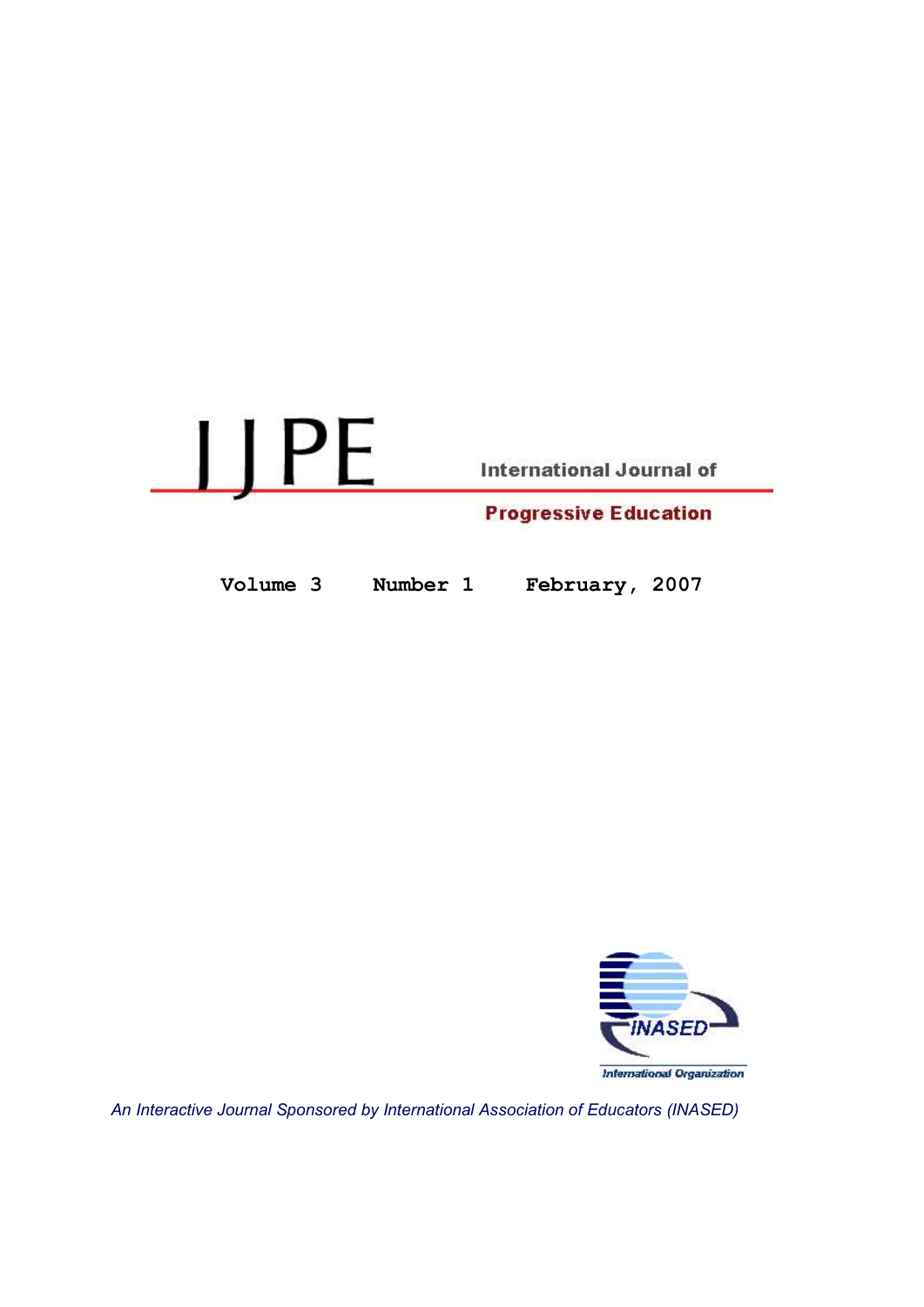# IJPE

International Journal of

**Progressive Education**

**Volume 3 Number 1 February, 2007**

INASED

International Organization

*An Interactive Journal Sponsored by International Association of Educators (INASED)*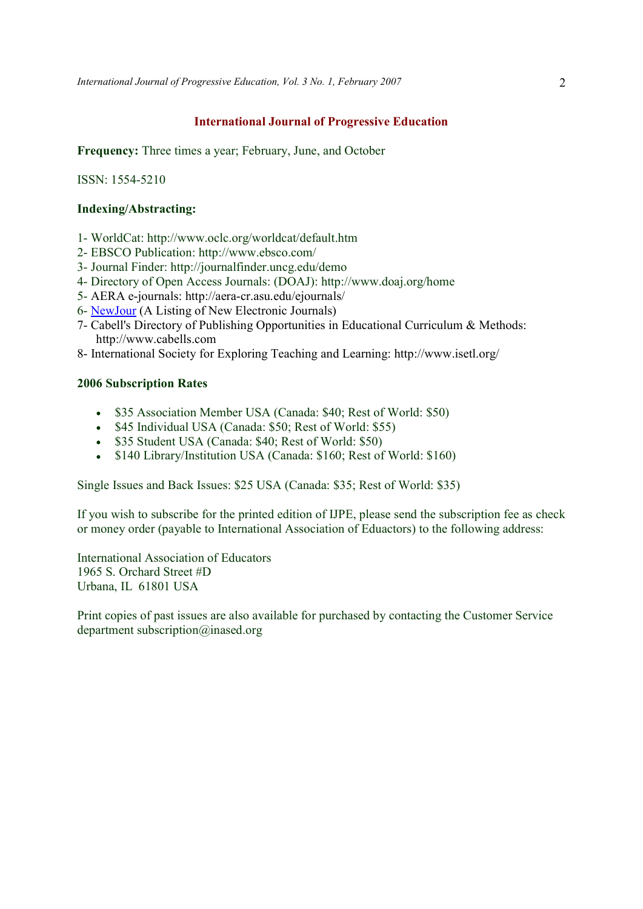# International Journal of Progressive Education

**Frequency:** Three times a year; February, June, and October

ISSN: 1554-5210

**Indexing/Abstracting:**

1- WorldCat: http://www.oclc.org/worldcat/default.htm
2- EBSCO Publication: http://www.ebsco.com/
3- Journal Finder: http://journalfinder.uncg.edu/demo
4- Directory of Open Access Journals: (DOAJ): http://www.doaj.org/home
5- AERA e-journals: http://aera-cr.asu.edu/ejournals/
6- NewJour (A Listing of New Electronic Journals)
7- Cabell's Directory of Publishing Opportunities in Educational Curriculum & Methods: http://www.cabells.com
8- International Society for Exploring Teaching and Learning: http://www.isetl.org/

**2006 Subscription Rates**

- $35 Association Member USA (Canada: $40; Rest of World: $50)
- $45 Individual USA (Canada: $50; Rest of World: $55)
- $35 Student USA (Canada: $40; Rest of World: $50)
- $140 Library/Institution USA (Canada: $160; Rest of World: $160)

Single Issues and Back Issues: $25 USA (Canada: $35; Rest of World: $35)

If you wish to subscribe for the printed edition of IJPE, please send the subscription fee as check or money order (payable to International Association of Eduactors) to the following address:

International Association of Educators
1965 S. Orchard Street #D
Urbana, IL 61801 USA

Print copies of past issues are also available for purchased by contacting the Customer Service department subscription@inased.org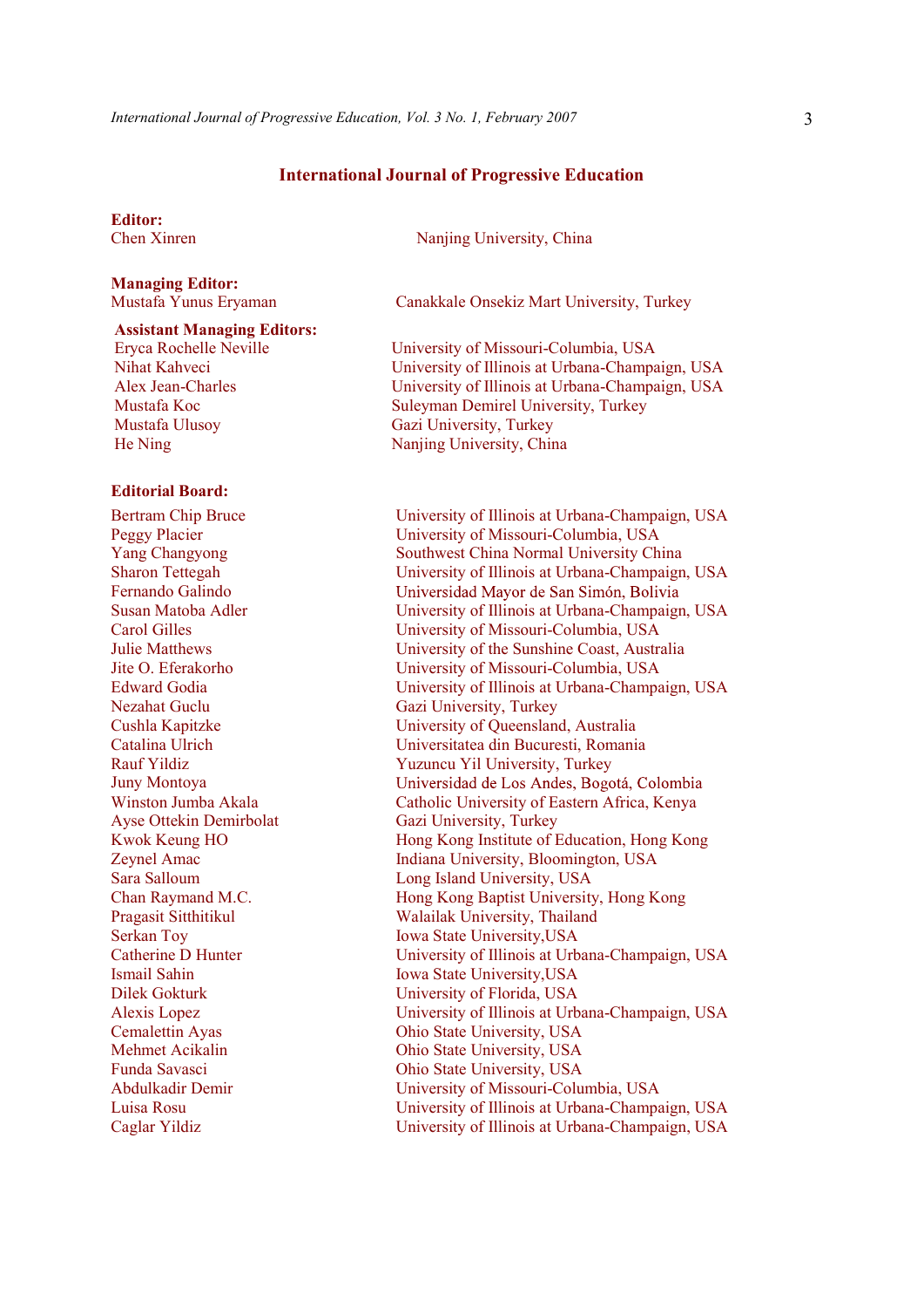# International Journal of Progressive Education

**Editor:**

| | |
|---|---|
| Chen Xinren | Nanjing University, China |

**Managing Editor:**

| | |
|---|---|
| Mustafa Yunus Eryaman | Canakkale Onsekiz Mart University, Turkey |

**Assistant Managing Editors:**

| | |
|---|---|
| Eryca Rochelle Neville | University of Missouri-Columbia, USA |
| Nihat Kahveci | University of Illinois at Urbana-Champaign, USA |
| Alex Jean-Charles | University of Illinois at Urbana-Champaign, USA |
| Mustafa Koc | Suleyman Demirel University, Turkey |
| Mustafa Ulusoy | Gazi University, Turkey |
| He Ning | Nanjing University, China |

**Editorial Board:**

| | |
|---|---|
| Bertram Chip Bruce | University of Illinois at Urbana-Champaign, USA |
| Peggy Placier | University of Missouri-Columbia, USA |
| Yang Changyong | Southwest China Normal University China |
| Sharon Tettegah | University of Illinois at Urbana-Champaign, USA |
| Fernando Galindo | Universidad Mayor de San Simón, Bolivia |
| Susan Matoba Adler | University of Illinois at Urbana-Champaign, USA |
| Carol Gilles | University of Missouri-Columbia, USA |
| Julie Matthews | University of the Sunshine Coast, Australia |
| Jite O. Eferakorho | University of Missouri-Columbia, USA |
| Edward Godia | University of Illinois at Urbana-Champaign, USA |
| Nezahat Guclu | Gazi University, Turkey |
| Cushla Kapitzke | University of Queensland, Australia |
| Catalina Ulrich | Universitatea din Bucuresti, Romania |
| Rauf Yildiz | Yuzuncu Yil University, Turkey |
| Juny Montoya | Universidad de Los Andes, Bogotá, Colombia |
| Winston Jumba Akala | Catholic University of Eastern Africa, Kenya |
| Ayse Ottekin Demirbolat | Gazi University, Turkey |
| Kwok Keung HO | Hong Kong Institute of Education, Hong Kong |
| Zeynel Amac | Indiana University, Bloomington, USA |
| Sara Salloum | Long Island University, USA |
| Chan Raymand M.C. | Hong Kong Baptist University, Hong Kong |
| Pragasit Sitthitikul | Walailak University, Thailand |
| Serkan Toy | Iowa State University,USA |
| Catherine D Hunter | University of Illinois at Urbana-Champaign, USA |
| Ismail Sahin | Iowa State University,USA |
| Dilek Gokturk | University of Florida, USA |
| Alexis Lopez | University of Illinois at Urbana-Champaign, USA |
| Cemalettin Ayas | Ohio State University, USA |
| Mehmet Acikalin | Ohio State University, USA |
| Funda Savasci | Ohio State University, USA |
| Abdulkadir Demir | University of Missouri-Columbia, USA |
| Luisa Rosu | University of Illinois at Urbana-Champaign, USA |
| Caglar Yildiz | University of Illinois at Urbana-Champaign, USA |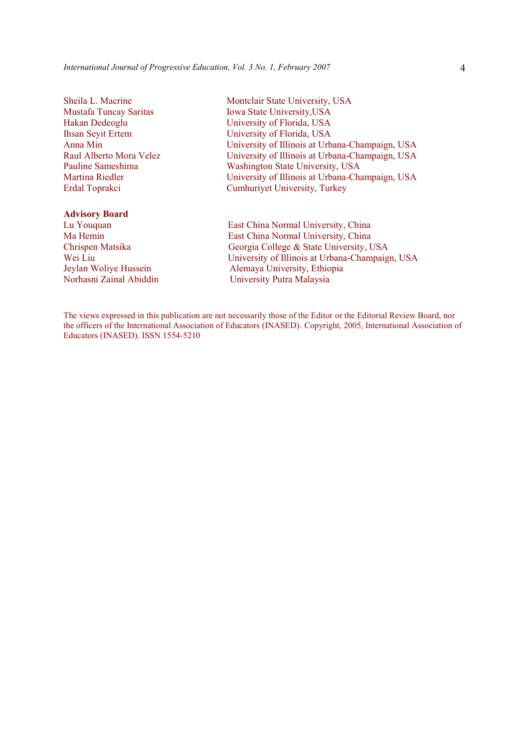| | |
|---|---|
| Sheila L. Macrine | Montclair State University, USA |
| Mustafa Tuncay Saritas | Iowa State University,USA |
| Hakan Dedeoglu | University of Florida, USA |
| Ihsan Seyit Ertem | University of Florida, USA |
| Anna Min | University of Illinois at Urbana-Champaign, USA |
| Raul Alberto Mora Velez | University of Illinois at Urbana-Champaign, USA |
| Pauline Sameshima | Washington State University, USA |
| Martina Riedler | University of Illinois at Urbana-Champaign, USA |
| Erdal Toprakci | Cumhuriyet University, Turkey |

**Advisory Board**

| | |
|---|---|
| Lu Youquan | East China Normal University, China |
| Ma Hemin | East China Normal University, China |
| Chrispen Matsika | Georgia College & State University, USA |
| Wei Liu | University of Illinois at Urbana-Champaign, USA |
| Jeylan Woliye Hussein | Alemaya University, Ethiopia |
| Norhasni Zainal Abiddin | University Putra Malaysia |

The views expressed in this publication are not necessarily those of the Editor or the Editorial Review Board, nor the officers of the International Association of Educators (INASED). Copyright, 2005, International Association of Educators (INASED). ISSN 1554-5210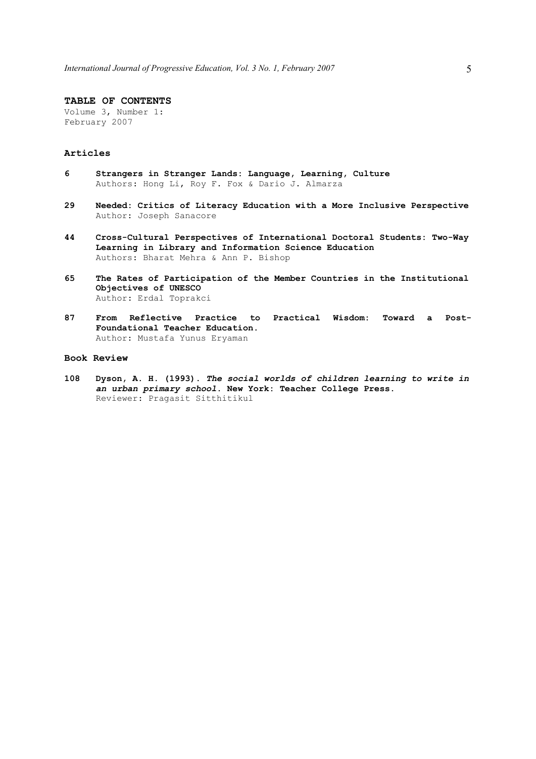# TABLE OF CONTENTS

Volume 3, Number 1:
February 2007

## Articles

**6** **Strangers in Stranger Lands: Language, Learning, Culture**
Authors: Hong Li, Roy F. Fox & Dario J. Almarza

**29** **Needed: Critics of Literacy Education with a More Inclusive Perspective**
Author: Joseph Sanacore

**44** **Cross-Cultural Perspectives of International Doctoral Students: Two-Way Learning in Library and Information Science Education**
Authors: Bharat Mehra & Ann P. Bishop

**65** **The Rates of Participation of the Member Countries in the Institutional Objectives of UNESCO**
Author: Erdal Toprakci

**87** **From Reflective Practice to Practical Wisdom: Toward a Post-Foundational Teacher Education.**
Author: Mustafa Yunus Eryaman

## Book Review

**108** **Dyson, A. H. (1993).** ***The social worlds of children learning to write in an urban primary school*****. New York: Teacher College Press.**
Reviewer: Pragasit Sitthitikul